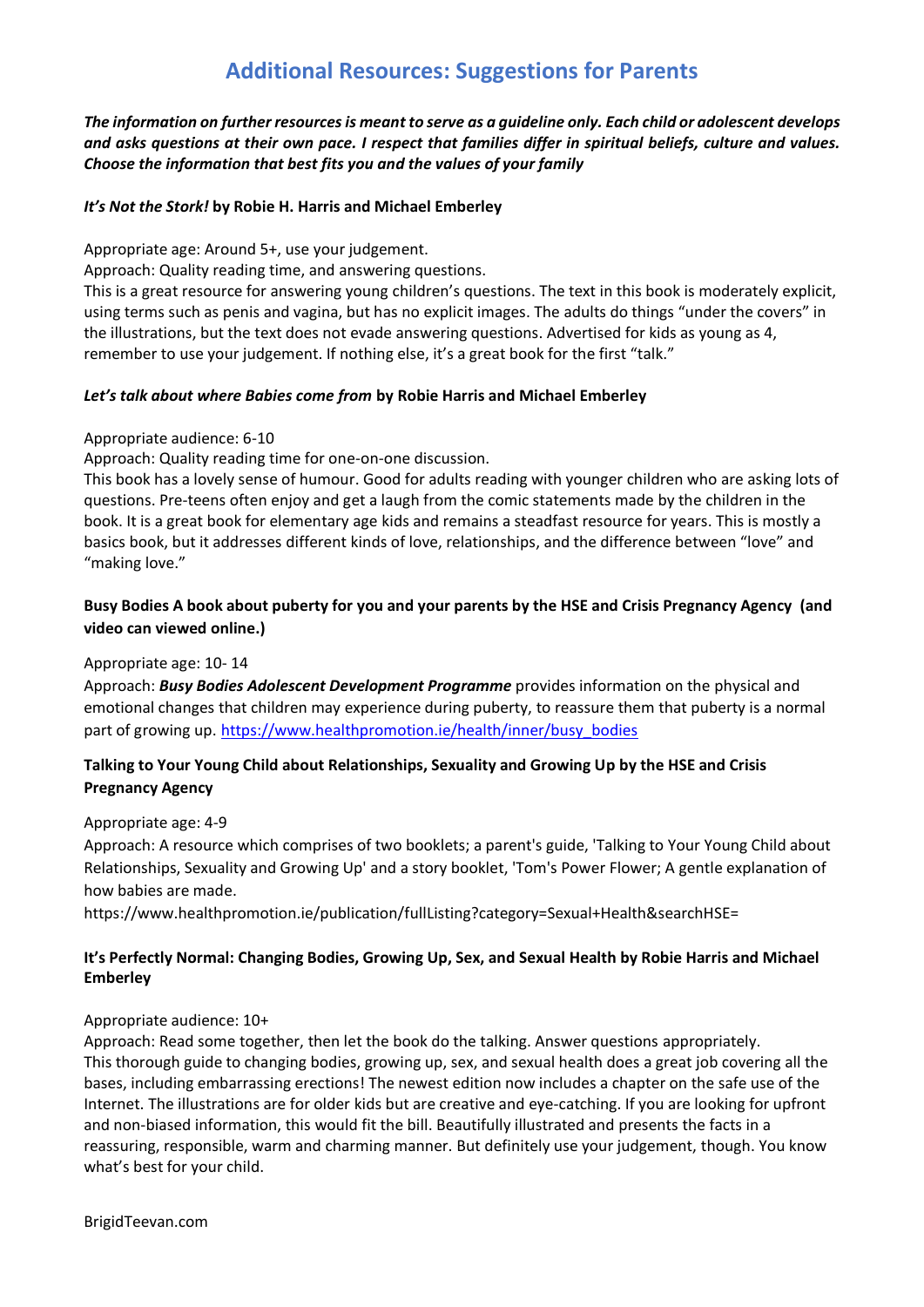# Additional Resources: Suggestions for Parents

***The information on further resources is meant to serve as a guideline only. Each child or adolescent develops and asks questions at their own pace. I respect that families differ in spiritual beliefs, culture and values. Choose the information that best fits you and the values of your family***

***It's Not the Stork!* by Robie H. Harris and Michael Emberley**

Appropriate age: Around 5+, use your judgement.
Approach: Quality reading time, and answering questions.
This is a great resource for answering young children's questions. The text in this book is moderately explicit, using terms such as penis and vagina, but has no explicit images. The adults do things "under the covers" in the illustrations, but the text does not evade answering questions. Advertised for kids as young as 4, remember to use your judgement. If nothing else, it's a great book for the first "talk."

***Let's talk about where Babies come from* by Robie Harris and Michael Emberley**

Appropriate audience: 6-10
Approach: Quality reading time for one-on-one discussion.
This book has a lovely sense of humour. Good for adults reading with younger children who are asking lots of questions. Pre-teens often enjoy and get a laugh from the comic statements made by the children in the book. It is a great book for elementary age kids and remains a steadfast resource for years. This is mostly a basics book, but it addresses different kinds of love, relationships, and the difference between "love" and "making love."

**Busy Bodies A book about puberty for you and your parents by the HSE and Crisis Pregnancy Agency (and video can viewed online.)**

Appropriate age: 10- 14
Approach: ***Busy Bodies Adolescent Development Programme*** provides information on the physical and emotional changes that children may experience during puberty, to reassure them that puberty is a normal part of growing up. [https://www.healthpromotion.ie/health/inner/busy_bodies](https://www.healthpromotion.ie/health/inner/busy_bodies)

**Talking to Your Young Child about Relationships, Sexuality and Growing Up by the HSE and Crisis Pregnancy Agency**

Appropriate age: 4-9
Approach: A resource which comprises of two booklets; a parent's guide, 'Talking to Your Young Child about Relationships, Sexuality and Growing Up' and a story booklet, 'Tom's Power Flower; A gentle explanation of how babies are made.
https://www.healthpromotion.ie/publication/fullListing?category=Sexual+Health&searchHSE=

**It's Perfectly Normal: Changing Bodies, Growing Up, Sex, and Sexual Health by Robie Harris and Michael Emberley**

Appropriate audience: 10+
Approach: Read some together, then let the book do the talking. Answer questions appropriately.
This thorough guide to changing bodies, growing up, sex, and sexual health does a great job covering all the bases, including embarrassing erections! The newest edition now includes a chapter on the safe use of the Internet. The illustrations are for older kids but are creative and eye-catching. If you are looking for upfront and non-biased information, this would fit the bill. Beautifully illustrated and presents the facts in a reassuring, responsible, warm and charming manner. But definitely use your judgement, though. You know what's best for your child.

BrigidTeevan.com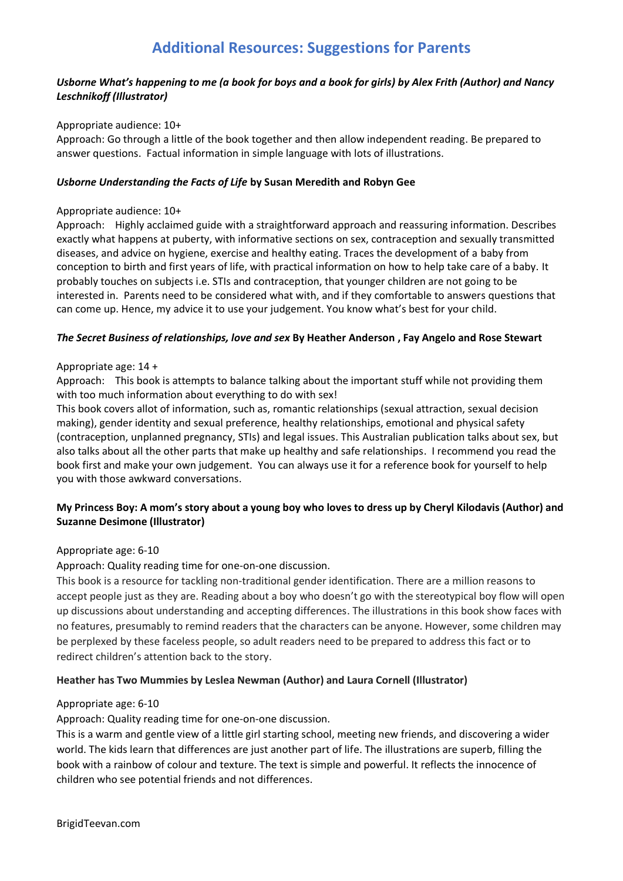# Additional Resources: Suggestions for Parents

***Usborne What's happening to me (a book for boys and a book for girls) by Alex Frith (Author) and Nancy Leschnikoff (Illustrator)***

Appropriate audience: 10+
Approach: Go through a little of the book together and then allow independent reading. Be prepared to answer questions. Factual information in simple language with lots of illustrations.

***Usborne Understanding the Facts of Life*** **by Susan Meredith and Robyn Gee**

Appropriate audience: 10+
Approach: Highly acclaimed guide with a straightforward approach and reassuring information. Describes exactly what happens at puberty, with informative sections on sex, contraception and sexually transmitted diseases, and advice on hygiene, exercise and healthy eating. Traces the development of a baby from conception to birth and first years of life, with practical information on how to help take care of a baby. It probably touches on subjects i.e. STIs and contraception, that younger children are not going to be interested in. Parents need to be considered what with, and if they comfortable to answers questions that can come up. Hence, my advice it to use your judgement. You know what's best for your child.

***The Secret Business of relationships, love and sex*** **By Heather Anderson , Fay Angelo and Rose Stewart**

Appropriate age: 14 +
Approach: This book is attempts to balance talking about the important stuff while not providing them with too much information about everything to do with sex!
This book covers allot of information, such as, romantic relationships (sexual attraction, sexual decision making), gender identity and sexual preference, healthy relationships, emotional and physical safety (contraception, unplanned pregnancy, STIs) and legal issues. This Australian publication talks about sex, but also talks about all the other parts that make up healthy and safe relationships. I recommend you read the book first and make your own judgement. You can always use it for a reference book for yourself to help you with those awkward conversations.

**My Princess Boy: A mom's story about a young boy who loves to dress up by Cheryl Kilodavis (Author) and Suzanne Desimone (Illustrator)**

Appropriate age: 6-10
Approach: Quality reading time for one-on-one discussion.
This book is a resource for tackling non-traditional gender identification. There are a million reasons to accept people just as they are. Reading about a boy who doesn't go with the stereotypical boy flow will open up discussions about understanding and accepting differences. The illustrations in this book show faces with no features, presumably to remind readers that the characters can be anyone. However, some children may be perplexed by these faceless people, so adult readers need to be prepared to address this fact or to redirect children's attention back to the story.

**Heather has Two Mummies by Leslea Newman (Author) and Laura Cornell (Illustrator)**

Appropriate age: 6-10
Approach: Quality reading time for one-on-one discussion.
This is a warm and gentle view of a little girl starting school, meeting new friends, and discovering a wider world. The kids learn that differences are just another part of life. The illustrations are superb, filling the book with a rainbow of colour and texture. The text is simple and powerful. It reflects the innocence of children who see potential friends and not differences.

BrigidTeevan.com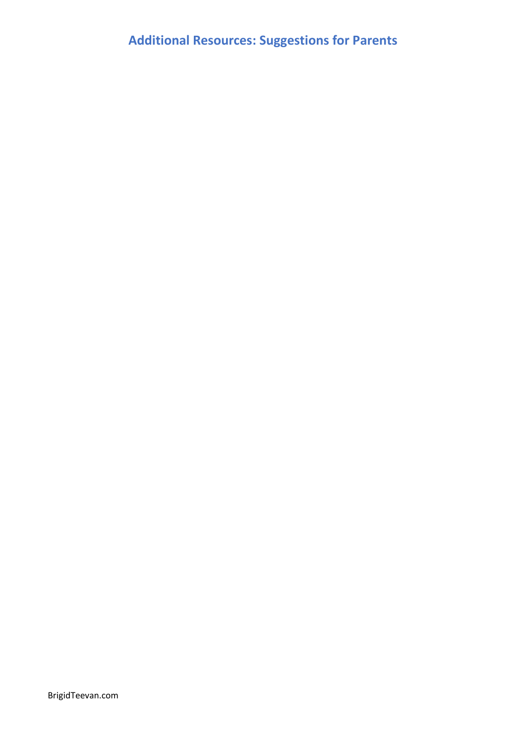## Additional Resources: Suggestions for Parents